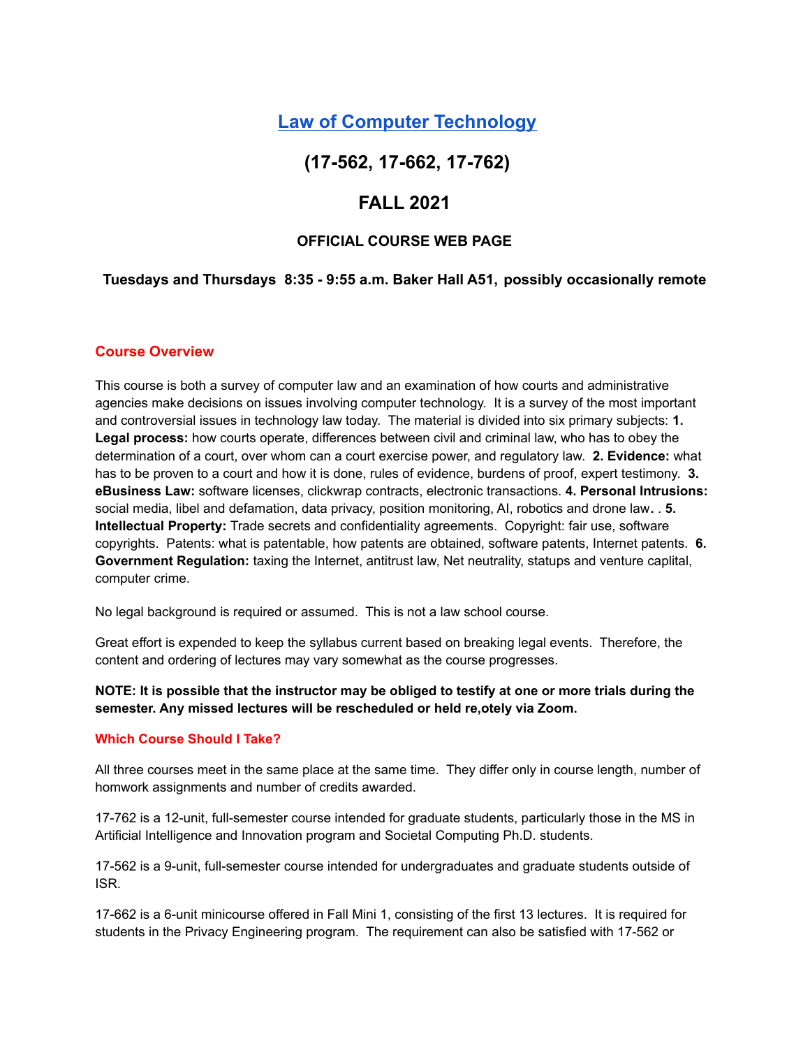# [Law of Computer Technology]

## (17-562, 17-662, 17-762)

## FALL 2021

### OFFICIAL COURSE WEB PAGE

**Tuesdays and Thursdays 8:35 - 9:55 a.m. Baker Hall A51, possibly occasionally remote**

### Course Overview

This course is both a survey of computer law and an examination of how courts and administrative agencies make decisions on issues involving computer technology. It is a survey of the most important and controversial issues in technology law today. The material is divided into six primary subjects: **1. Legal process:** how courts operate, differences between civil and criminal law, who has to obey the determination of a court, over whom can a court exercise power, and regulatory law. **2. Evidence:** what has to be proven to a court and how it is done, rules of evidence, burdens of proof, expert testimony. **3. eBusiness Law:** software licenses, clickwrap contracts, electronic transactions. **4. Personal Intrusions:** social media, libel and defamation, data privacy, position monitoring, AI, robotics and drone law**.** . **5. Intellectual Property:** Trade secrets and confidentiality agreements. Copyright: fair use, software copyrights. Patents: what is patentable, how patents are obtained, software patents, Internet patents. **6. Government Regulation:** taxing the Internet, antitrust law, Net neutrality, statups and venture caplital, computer crime.

No legal background is required or assumed. This is not a law school course.

Great effort is expended to keep the syllabus current based on breaking legal events. Therefore, the content and ordering of lectures may vary somewhat as the course progresses.

**NOTE: It is possible that the instructor may be obliged to testify at one or more trials during the semester. Any missed lectures will be rescheduled or held re,otely via Zoom.**

### Which Course Should I Take?

All three courses meet in the same place at the same time. They differ only in course length, number of homwork assignments and number of credits awarded.

17-762 is a 12-unit, full-semester course intended for graduate students, particularly those in the MS in Artificial Intelligence and Innovation program and Societal Computing Ph.D. students.

17-562 is a 9-unit, full-semester course intended for undergraduates and graduate students outside of ISR.

17-662 is a 6-unit minicourse offered in Fall Mini 1, consisting of the first 13 lectures. It is required for students in the Privacy Engineering program. The requirement can also be satisfied with 17-562 or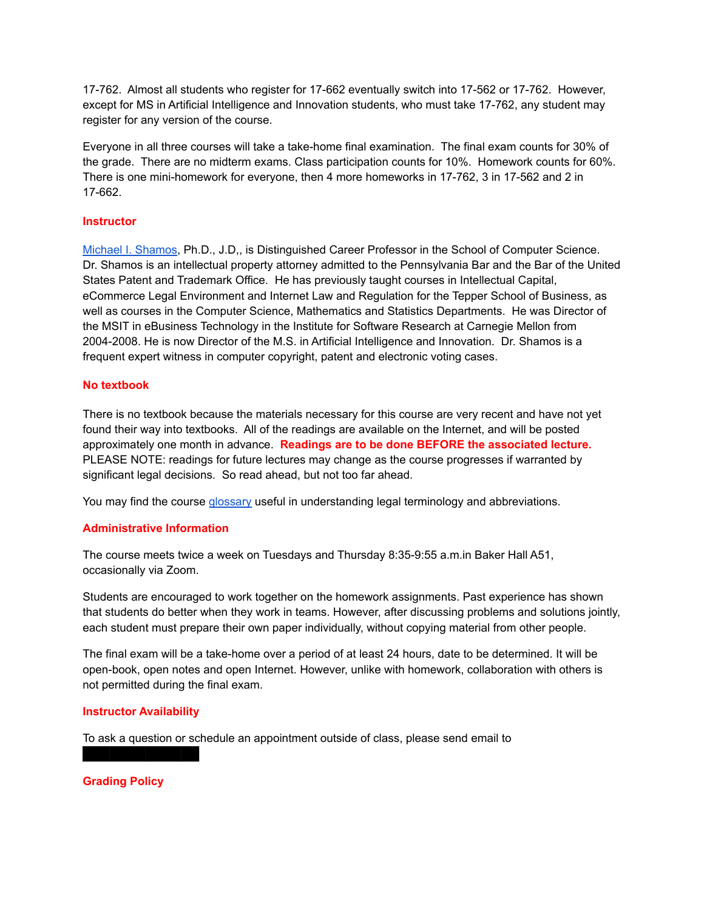17-762. Almost all students who register for 17-662 eventually switch into 17-562 or 17-762. However, except for MS in Artificial Intelligence and Innovation students, who must take 17-762, any student may register for any version of the course.

Everyone in all three courses will take a take-home final examination. The final exam counts for 30% of the grade. There are no midterm exams. Class participation counts for 10%. Homework counts for 60%. There is one mini-homework for everyone, then 4 more homeworks in 17-762, 3 in 17-562 and 2 in 17-662.

## Instructor

Michael I. Shamos, Ph.D., J.D,, is Distinguished Career Professor in the School of Computer Science. Dr. Shamos is an intellectual property attorney admitted to the Pennsylvania Bar and the Bar of the United States Patent and Trademark Office. He has previously taught courses in Intellectual Capital, eCommerce Legal Environment and Internet Law and Regulation for the Tepper School of Business, as well as courses in the Computer Science, Mathematics and Statistics Departments. He was Director of the MSIT in eBusiness Technology in the Institute for Software Research at Carnegie Mellon from 2004-2008. He is now Director of the M.S. in Artificial Intelligence and Innovation. Dr. Shamos is a frequent expert witness in computer copyright, patent and electronic voting cases.

## No textbook

There is no textbook because the materials necessary for this course are very recent and have not yet found their way into textbooks. All of the readings are available on the Internet, and will be posted approximately one month in advance. **Readings are to be done BEFORE the associated lecture.** PLEASE NOTE: readings for future lectures may change as the course progresses if warranted by significant legal decisions. So read ahead, but not too far ahead.

You may find the course glossary useful in understanding legal terminology and abbreviations.

## Administrative Information

The course meets twice a week on Tuesdays and Thursday 8:35-9:55 a.m.in Baker Hall A51, occasionally via Zoom.

Students are encouraged to work together on the homework assignments. Past experience has shown that students do better when they work in teams. However, after discussing problems and solutions jointly, each student must prepare their own paper individually, without copying material from other people.

The final exam will be a take-home over a period of at least 24 hours, date to be determined. It will be open-book, open notes and open Internet. However, unlike with homework, collaboration with others is not permitted during the final exam.

## Instructor Availability

To ask a question or schedule an appointment outside of class, please send email to

## Grading Policy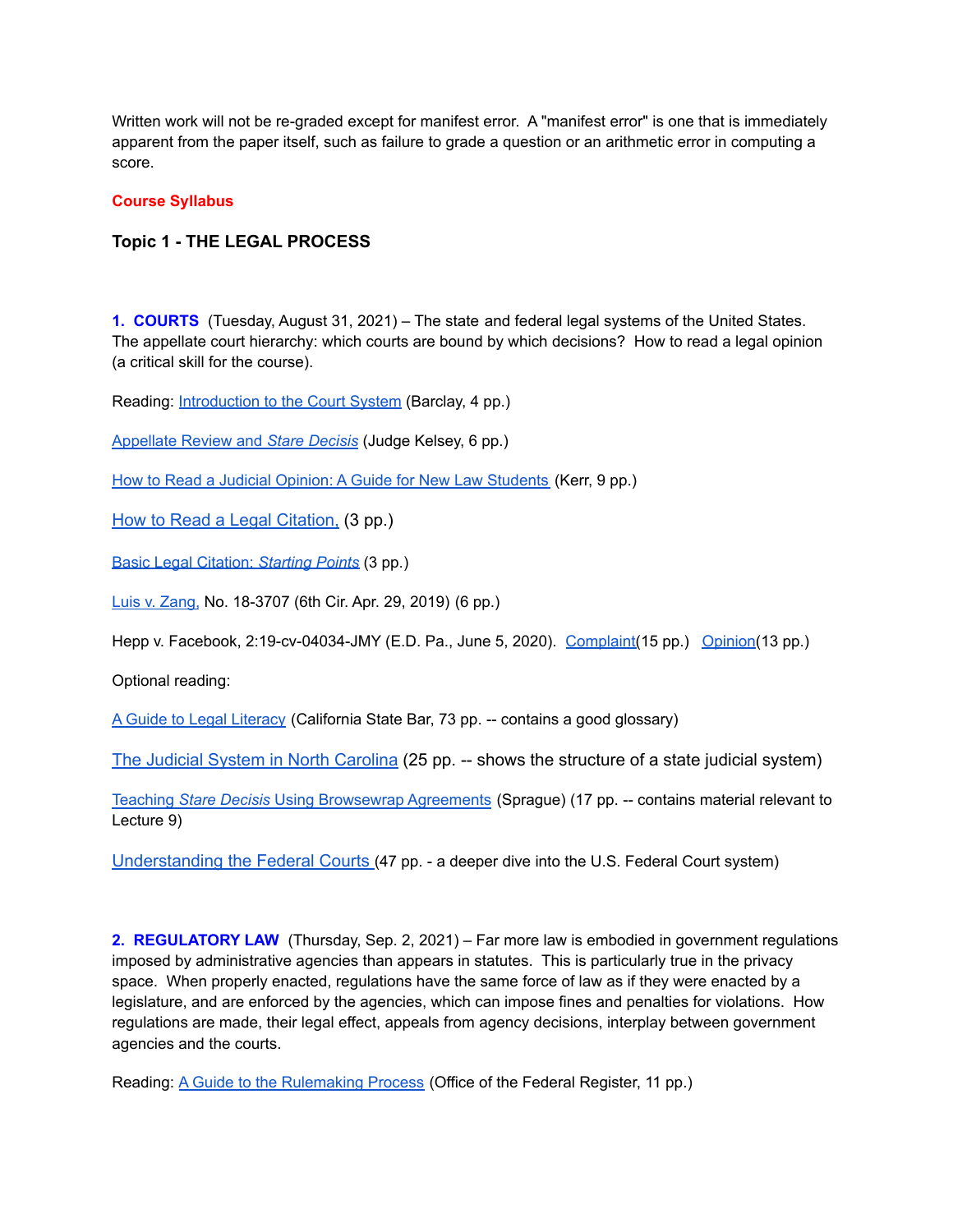Written work will not be re-graded except for manifest error. A "manifest error" is one that is immediately apparent from the paper itself, such as failure to grade a question or an arithmetic error in computing a score.

## Course Syllabus

### Topic 1 - THE LEGAL PROCESS

**1. COURTS** (Tuesday, August 31, 2021) – The state and federal legal systems of the United States. The appellate court hierarchy: which courts are bound by which decisions? How to read a legal opinion (a critical skill for the course).

Reading: Introduction to the Court System (Barclay, 4 pp.)

Appellate Review and *Stare Decisis* (Judge Kelsey, 6 pp.)

How to Read a Judicial Opinion: A Guide for New Law Students (Kerr, 9 pp.)

How to Read a Legal Citation, (3 pp.)

Basic Legal Citation: *Starting Points* (3 pp.)

Luis v. Zang, No. 18-3707 (6th Cir. Apr. 29, 2019) (6 pp.)

Hepp v. Facebook, 2:19-cv-04034-JMY (E.D. Pa., June 5, 2020). Complaint(15 pp.) Opinion(13 pp.)

Optional reading:

A Guide to Legal Literacy (California State Bar, 73 pp. -- contains a good glossary)

The Judicial System in North Carolina (25 pp. -- shows the structure of a state judicial system)

Teaching *Stare Decisis* Using Browsewrap Agreements (Sprague) (17 pp. -- contains material relevant to Lecture 9)

Understanding the Federal Courts (47 pp. - a deeper dive into the U.S. Federal Court system)

**2. REGULATORY LAW** (Thursday, Sep. 2, 2021) – Far more law is embodied in government regulations imposed by administrative agencies than appears in statutes. This is particularly true in the privacy space. When properly enacted, regulations have the same force of law as if they were enacted by a legislature, and are enforced by the agencies, which can impose fines and penalties for violations. How regulations are made, their legal effect, appeals from agency decisions, interplay between government agencies and the courts.

Reading: A Guide to the Rulemaking Process (Office of the Federal Register, 11 pp.)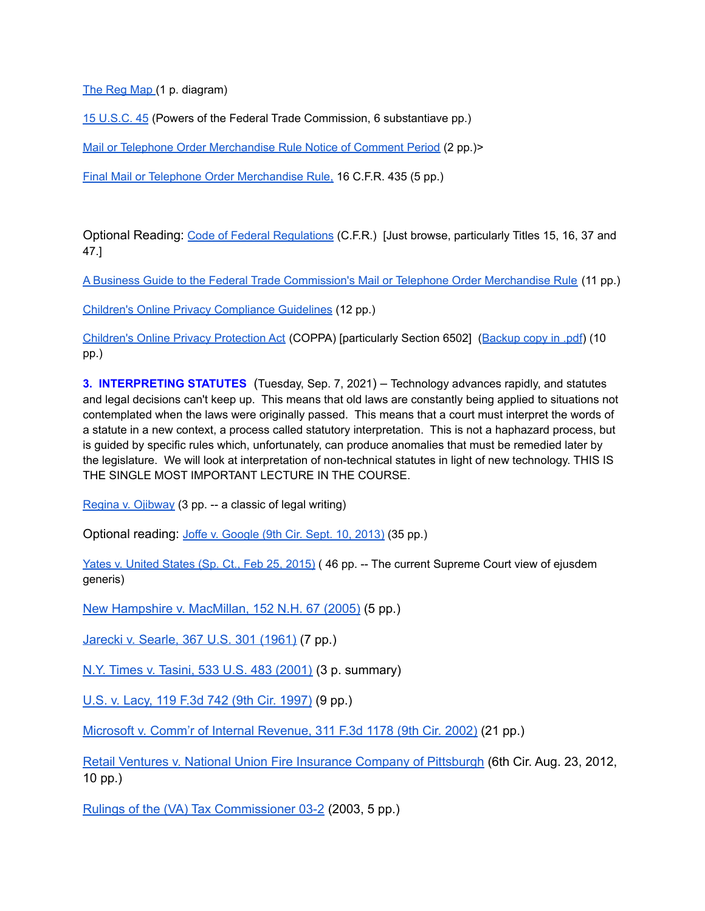[The Reg Map ](#)(1 p. diagram)

[15 U.S.C. 45](#) (Powers of the Federal Trade Commission, 6 substantiave pp.)

[Mail or Telephone Order Merchandise Rule Notice of Comment Period](#) (2 pp.)>

[Final Mail or Telephone Order Merchandise Rule,](#) 16 C.F.R. 435 (5 pp.)

Optional Reading: [Code of Federal Regulations](#) (C.F.R.) [Just browse, particularly Titles 15, 16, 37 and 47.]

[A Business Guide to the Federal Trade Commission's Mail or Telephone Order Merchandise Rule](#) (11 pp.)

[Children's Online Privacy Compliance Guidelines](#) (12 pp.)

[Children's Online Privacy Protection Act](#) (COPPA) [particularly Section 6502] ([Backup copy in .pdf](#)) (10 pp.)

**3. INTERPRETING STATUTES** (Tuesday, Sep. 7, 2021) – Technology advances rapidly, and statutes and legal decisions can't keep up. This means that old laws are constantly being applied to situations not contemplated when the laws were originally passed. This means that a court must interpret the words of a statute in a new context, a process called statutory interpretation. This is not a haphazard process, but is guided by specific rules which, unfortunately, can produce anomalies that must be remedied later by the legislature. We will look at interpretation of non-technical statutes in light of new technology. THIS IS THE SINGLE MOST IMPORTANT LECTURE IN THE COURSE.

[Regina v. Ojibway](#) (3 pp. -- a classic of legal writing)

Optional reading: [Joffe v. Google (9th Cir. Sept. 10, 2013)](#) (35 pp.)

[Yates v. United States (Sp. Ct., Feb 25, 2015)](#) ( 46 pp. -- The current Supreme Court view of ejusdem generis)

[New Hampshire v. MacMillan, 152 N.H. 67 (2005)](#) (5 pp.)

[Jarecki v. Searle, 367 U.S. 301 (1961)](#) (7 pp.)

[N.Y. Times v. Tasini, 533 U.S. 483 (2001)](#) (3 p. summary)

[U.S. v. Lacy, 119 F.3d 742 (9th Cir. 1997)](#) (9 pp.)

[Microsoft v. Comm'r of Internal Revenue, 311 F.3d 1178 (9th Cir. 2002)](#) (21 pp.)

[Retail Ventures v. National Union Fire Insurance Company of Pittsburgh](#) (6th Cir. Aug. 23, 2012, 10 pp.)

[Rulings of the (VA) Tax Commissioner 03-2](#) (2003, 5 pp.)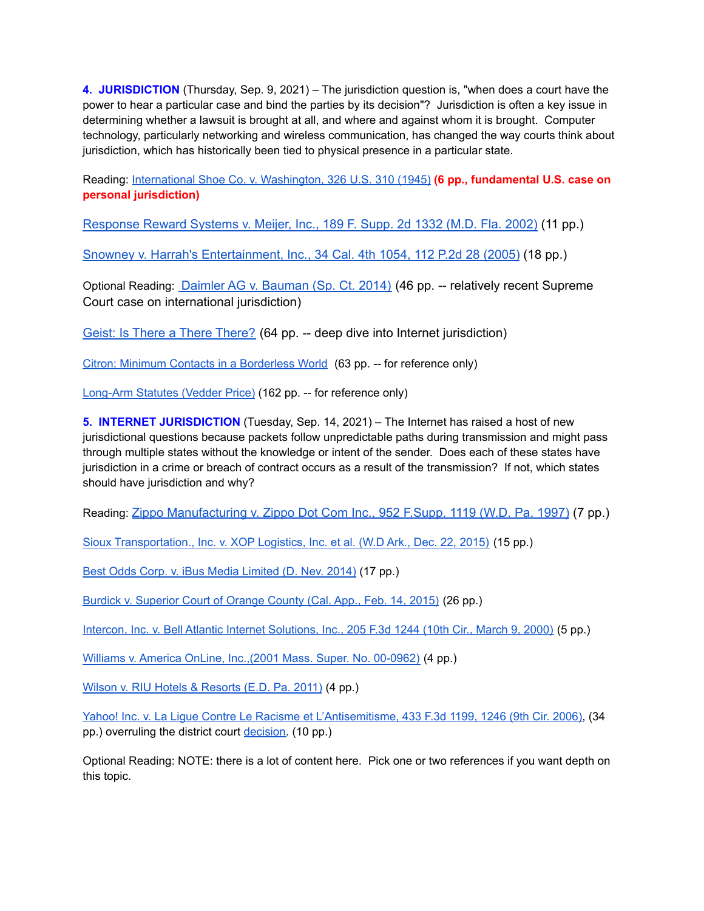**4. JURISDICTION** (Thursday, Sep. 9, 2021) – The jurisdiction question is, "when does a court have the power to hear a particular case and bind the parties by its decision"? Jurisdiction is often a key issue in determining whether a lawsuit is brought at all, and where and against whom it is brought. Computer technology, particularly networking and wireless communication, has changed the way courts think about jurisdiction, which has historically been tied to physical presence in a particular state.

Reading: International Shoe Co. v. Washington, 326 U.S. 310 (1945) **(6 pp., fundamental U.S. case on personal jurisdiction)**

Response Reward Systems v. Meijer, Inc., 189 F. Supp. 2d 1332 (M.D. Fla. 2002) (11 pp.)

Snowney v. Harrah's Entertainment, Inc., 34 Cal. 4th 1054, 112 P.2d 28 (2005) (18 pp.)

Optional Reading: Daimler AG v. Bauman (Sp. Ct. 2014) (46 pp. -- relatively recent Supreme Court case on international jurisdiction)

Geist: Is There a There There? (64 pp. -- deep dive into Internet jurisdiction)

Citron: Minimum Contacts in a Borderless World (63 pp. -- for reference only)

Long-Arm Statutes (Vedder Price) (162 pp. -- for reference only)

**5. INTERNET JURISDICTION** (Tuesday, Sep. 14, 2021) – The Internet has raised a host of new jurisdictional questions because packets follow unpredictable paths during transmission and might pass through multiple states without the knowledge or intent of the sender. Does each of these states have jurisdiction in a crime or breach of contract occurs as a result of the transmission? If not, which states should have jurisdiction and why?

Reading: Zippo Manufacturing v. Zippo Dot Com Inc., 952 F.Supp. 1119 (W.D. Pa. 1997) (7 pp.)

Sioux Transportation., Inc. v. XOP Logistics, Inc. et al. (W.D Ark., Dec. 22, 2015) (15 pp.)

Best Odds Corp. v. iBus Media Limited (D. Nev. 2014) (17 pp.)

Burdick v. Superior Court of Orange County (Cal. App., Feb. 14, 2015) (26 pp.)

Intercon, Inc. v. Bell Atlantic Internet Solutions, Inc., 205 F.3d 1244 (10th Cir., March 9, 2000) (5 pp.)

Williams v. America OnLine, Inc.,(2001 Mass. Super. No. 00-0962) (4 pp.)

Wilson v. RIU Hotels & Resorts (E.D. Pa. 2011) (4 pp.)

Yahoo! Inc. v. La Ligue Contre Le Racisme et L'Antisemitisme, 433 F.3d 1199, 1246 (9th Cir. 2006), (34 pp.) overruling the district court decision. (10 pp.)

Optional Reading: NOTE: there is a lot of content here. Pick one or two references if you want depth on this topic.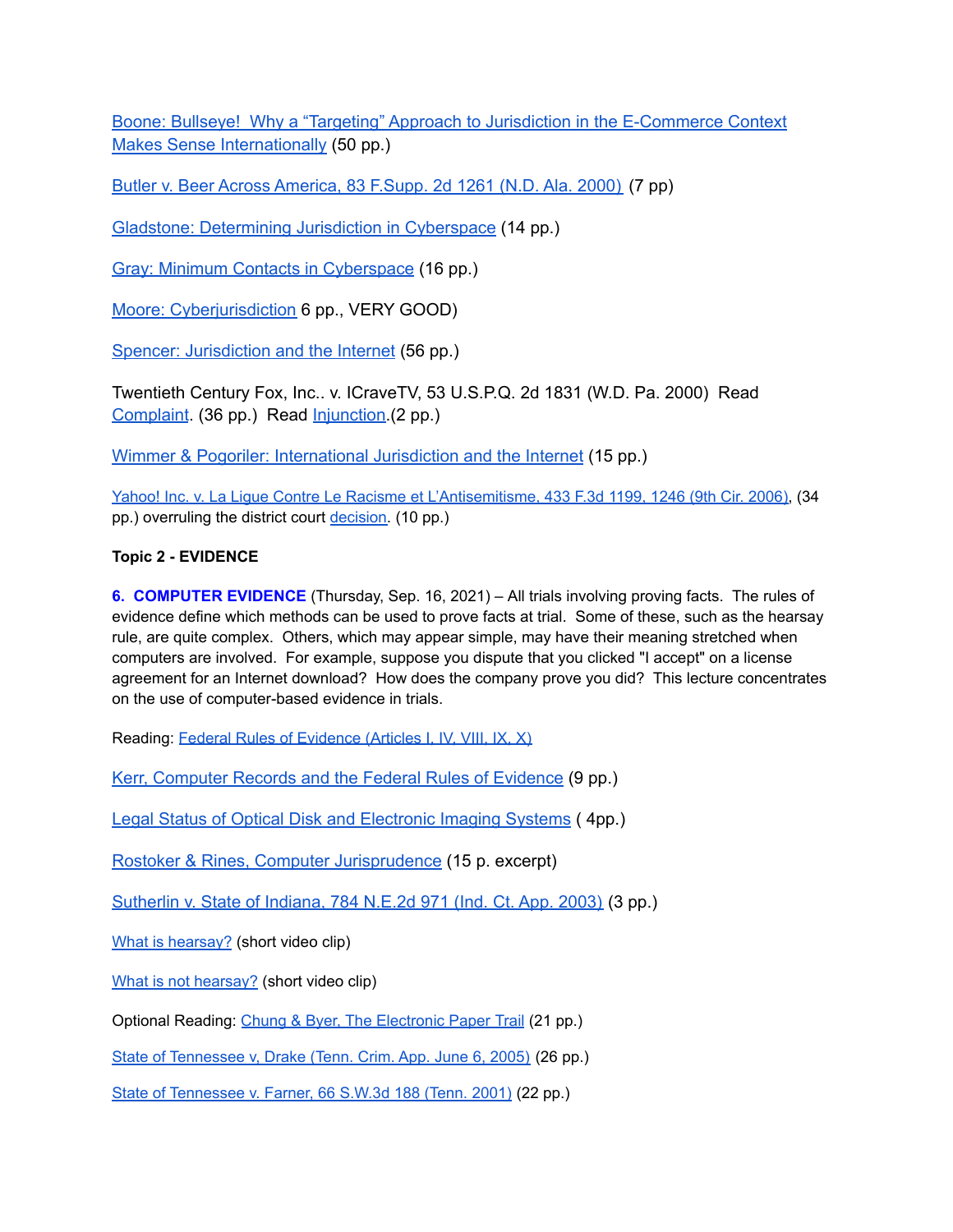Boone: Bullseye! Why a "Targeting" Approach to Jurisdiction in the E-Commerce Context Makes Sense Internationally (50 pp.)

Butler v. Beer Across America, 83 F.Supp. 2d 1261 (N.D. Ala. 2000) (7 pp)

Gladstone: Determining Jurisdiction in Cyberspace (14 pp.)

Gray: Minimum Contacts in Cyberspace (16 pp.)

Moore: Cyberjurisdiction 6 pp., VERY GOOD)

Spencer: Jurisdiction and the Internet (56 pp.)

Twentieth Century Fox, Inc.. v. ICraveTV, 53 U.S.P.Q. 2d 1831 (W.D. Pa. 2000) Read Complaint. (36 pp.) Read Injunction.(2 pp.)

Wimmer & Pogoriler: International Jurisdiction and the Internet (15 pp.)

Yahoo! Inc. v. La Ligue Contre Le Racisme et L'Antisemitisme, 433 F.3d 1199, 1246 (9th Cir. 2006), (34 pp.) overruling the district court decision. (10 pp.)

**Topic 2 - EVIDENCE**

**6. COMPUTER EVIDENCE** (Thursday, Sep. 16, 2021) – All trials involving proving facts. The rules of evidence define which methods can be used to prove facts at trial. Some of these, such as the hearsay rule, are quite complex. Others, which may appear simple, may have their meaning stretched when computers are involved. For example, suppose you dispute that you clicked "I accept" on a license agreement for an Internet download? How does the company prove you did? This lecture concentrates on the use of computer-based evidence in trials.

Reading: Federal Rules of Evidence (Articles I, IV, VIII, IX, X)

Kerr, Computer Records and the Federal Rules of Evidence (9 pp.)

Legal Status of Optical Disk and Electronic Imaging Systems ( 4pp.)

Rostoker & Rines, Computer Jurisprudence (15 p. excerpt)

Sutherlin v. State of Indiana, 784 N.E.2d 971 (Ind. Ct. App. 2003) (3 pp.)

What is hearsay? (short video clip)

What is not hearsay? (short video clip)

Optional Reading: Chung & Byer, The Electronic Paper Trail (21 pp.)

State of Tennessee v, Drake (Tenn. Crim. App. June 6, 2005) (26 pp.)

State of Tennessee v. Farner, 66 S.W.3d 188 (Tenn. 2001) (22 pp.)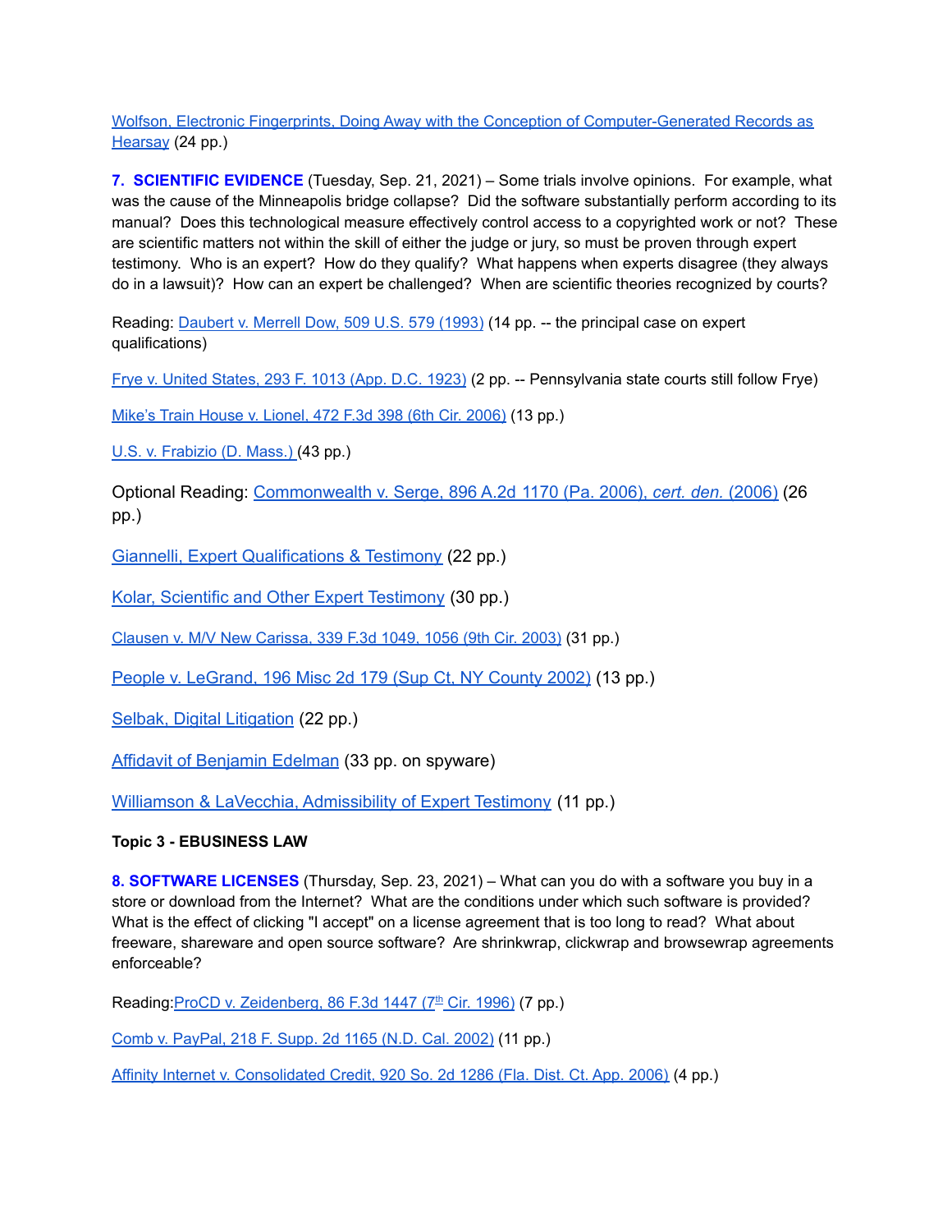Wolfson, Electronic Fingerprints, Doing Away with the Conception of Computer-Generated Records as Hearsay (24 pp.)

**7. SCIENTIFIC EVIDENCE** (Tuesday, Sep. 21, 2021) – Some trials involve opinions. For example, what was the cause of the Minneapolis bridge collapse? Did the software substantially perform according to its manual? Does this technological measure effectively control access to a copyrighted work or not? These are scientific matters not within the skill of either the judge or jury, so must be proven through expert testimony. Who is an expert? How do they qualify? What happens when experts disagree (they always do in a lawsuit)? How can an expert be challenged? When are scientific theories recognized by courts?

Reading: Daubert v. Merrell Dow, 509 U.S. 579 (1993) (14 pp. -- the principal case on expert qualifications)

Frye v. United States, 293 F. 1013 (App. D.C. 1923) (2 pp. -- Pennsylvania state courts still follow Frye)

Mike's Train House v. Lionel, 472 F.3d 398 (6th Cir. 2006) (13 pp.)

U.S. v. Frabizio (D. Mass.) (43 pp.)

Optional Reading: Commonwealth v. Serge, 896 A.2d 1170 (Pa. 2006), *cert. den.* (2006) (26 pp.)

Giannelli, Expert Qualifications & Testimony (22 pp.)

Kolar, Scientific and Other Expert Testimony (30 pp.)

Clausen v. M/V New Carissa, 339 F.3d 1049, 1056 (9th Cir. 2003) (31 pp.)

People v. LeGrand, 196 Misc 2d 179 (Sup Ct, NY County 2002) (13 pp.)

Selbak, Digital Litigation (22 pp.)

Affidavit of Benjamin Edelman (33 pp. on spyware)

Williamson & LaVecchia, Admissibility of Expert Testimony (11 pp.)

**Topic 3 - EBUSINESS LAW**

**8. SOFTWARE LICENSES** (Thursday, Sep. 23, 2021) – What can you do with a software you buy in a store or download from the Internet? What are the conditions under which such software is provided? What is the effect of clicking "I accept" on a license agreement that is too long to read? What about freeware, shareware and open source software? Are shrinkwrap, clickwrap and browsewrap agreements enforceable?

Reading: ProCD v. Zeidenberg, 86 F.3d 1447 (7th Cir. 1996) (7 pp.)

Comb v. PayPal, 218 F. Supp. 2d 1165 (N.D. Cal. 2002) (11 pp.)

Affinity Internet v. Consolidated Credit, 920 So. 2d 1286 (Fla. Dist. Ct. App. 2006) (4 pp.)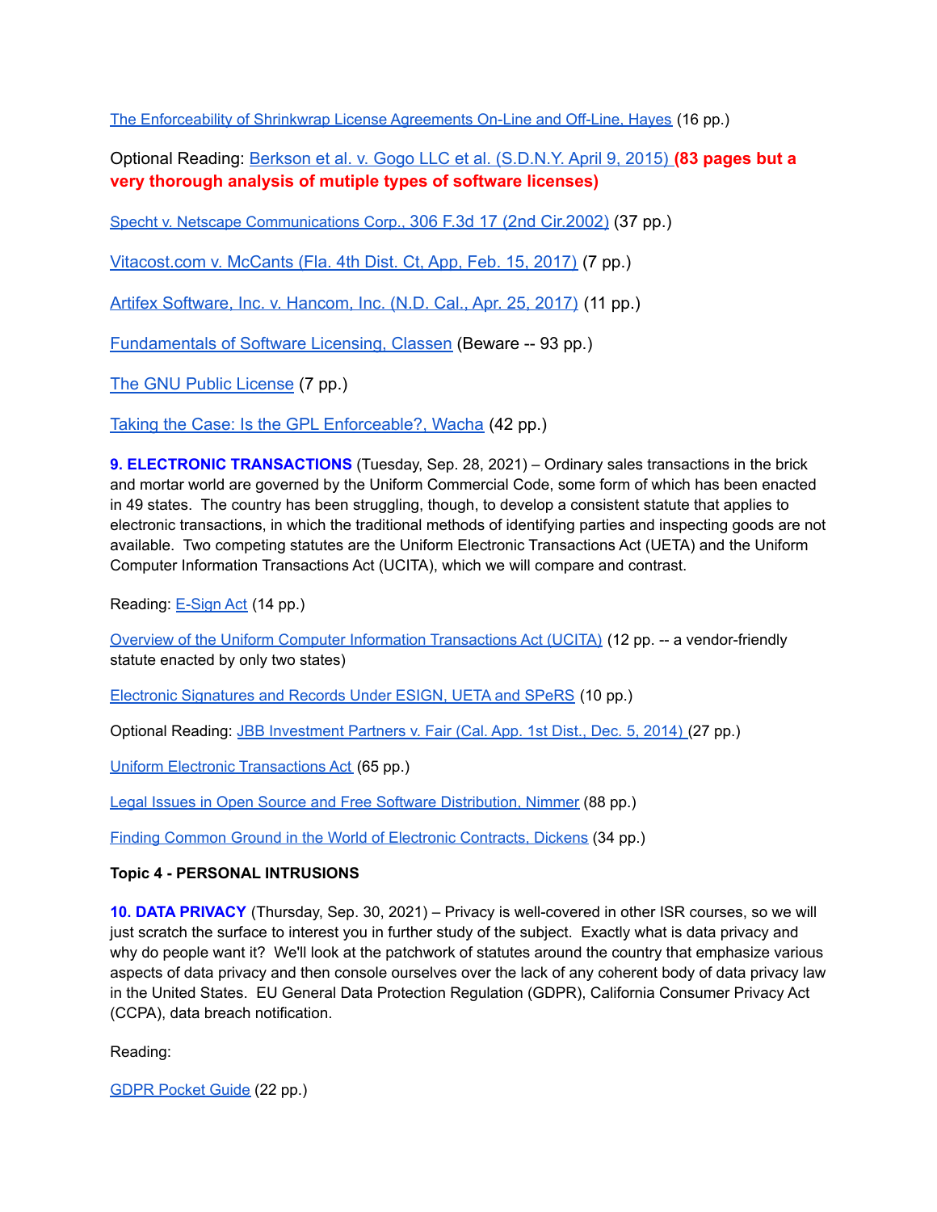[The Enforceability of Shrinkwrap License Agreements On-Line and Off-Line, Hayes](#) (16 pp.)

Optional Reading: [Berkson et al. v. Gogo LLC et al. (S.D.N.Y. April 9, 2015)](#) **(83 pages but a very thorough analysis of mutiple types of software licenses)**

[Specht v. Netscape Communications Corp., 306 F.3d 17 (2nd Cir.2002)](#) (37 pp.)

[Vitacost.com v. McCants (Fla. 4th Dist. Ct, App, Feb. 15, 2017)](#) (7 pp.)

[Artifex Software, Inc. v. Hancom, Inc. (N.D. Cal., Apr. 25, 2017)](#) (11 pp.)

[Fundamentals of Software Licensing, Classen](#) (Beware -- 93 pp.)

[The GNU Public License](#) (7 pp.)

[Taking the Case: Is the GPL Enforceable?, Wacha](#) (42 pp.)

**9. ELECTRONIC TRANSACTIONS** (Tuesday, Sep. 28, 2021) – Ordinary sales transactions in the brick and mortar world are governed by the Uniform Commercial Code, some form of which has been enacted in 49 states. The country has been struggling, though, to develop a consistent statute that applies to electronic transactions, in which the traditional methods of identifying parties and inspecting goods are not available. Two competing statutes are the Uniform Electronic Transactions Act (UETA) and the Uniform Computer Information Transactions Act (UCITA), which we will compare and contrast.

Reading: [E-Sign Act](#) (14 pp.)

[Overview of the Uniform Computer Information Transactions Act (UCITA)](#) (12 pp. -- a vendor-friendly statute enacted by only two states)

[Electronic Signatures and Records Under ESIGN, UETA and SPeRS](#) (10 pp.)

Optional Reading: [JBB Investment Partners v. Fair (Cal. App. 1st Dist., Dec. 5, 2014)](#) (27 pp.)

[Uniform Electronic Transactions Act](#) (65 pp.)

[Legal Issues in Open Source and Free Software Distribution, Nimmer](#) (88 pp.)

[Finding Common Ground in the World of Electronic Contracts, Dickens](#) (34 pp.)

**Topic 4 - PERSONAL INTRUSIONS**

**10. DATA PRIVACY** (Thursday, Sep. 30, 2021) – Privacy is well-covered in other ISR courses, so we will just scratch the surface to interest you in further study of the subject. Exactly what is data privacy and why do people want it? We'll look at the patchwork of statutes around the country that emphasize various aspects of data privacy and then console ourselves over the lack of any coherent body of data privacy law in the United States. EU General Data Protection Regulation (GDPR), California Consumer Privacy Act (CCPA), data breach notification.

Reading:

[GDPR Pocket Guide](#) (22 pp.)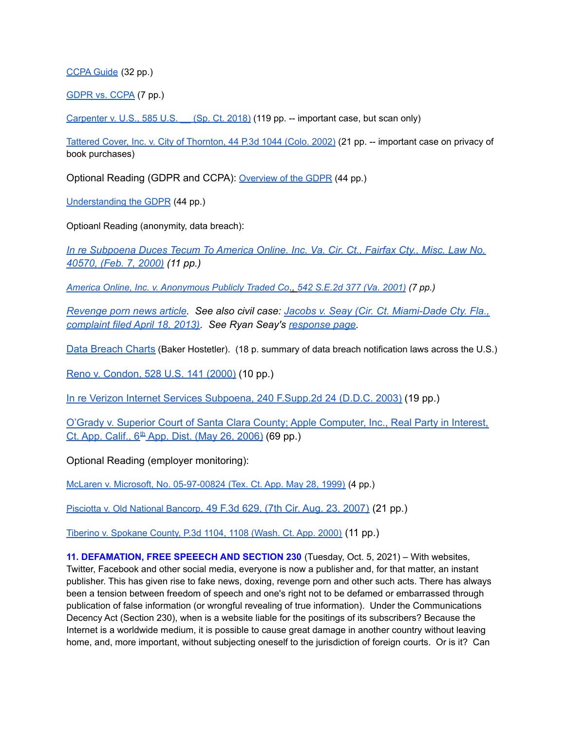[CCPA Guide](#) (32 pp.)

[GDPR vs. CCPA](#) (7 pp.)

[Carpenter v. U.S., 585 U.S. __ (Sp. Ct. 2018)](#) (119 pp. -- important case, but scan only)

[Tattered Cover, Inc. v. City of Thornton, 44 P.3d 1044 (Colo. 2002)](#) (21 pp. -- important case on privacy of book purchases)

Optional Reading (GDPR and CCPA): [Overview of the GDPR](#) (44 pp.)

[Understanding the GDPR](#) (44 pp.)

Optioanl Reading (anonymity, data breach):

*[In re Subpoena Duces Tecum To America Online. Inc. Va. Cir. Ct., Fairfax Cty., Misc. Law No. 40570, (Feb. 7, 2000)](#) (11 pp.)*

*[America Online, Inc. v. Anonymous Publicly Traded Co., 542 S.E.2d 377 (Va. 2001)](#) (7 pp.)*

*[Revenge porn news article](#). See also civil case: [Jacobs v. Seay (Cir. Ct. Miami-Dade Cty. Fla., complaint filed April 18, 2013)](#). See Ryan Seay's [response page](#).*

[Data Breach Charts](#) (Baker Hostetler). (18 p. summary of data breach notification laws across the U.S.)

[Reno v. Condon, 528 U.S. 141 (2000)](#) (10 pp.)

[In re Verizon Internet Services Subpoena, 240 F.Supp.2d 24 (D.D.C. 2003)](#) (19 pp.)

[O'Grady v. Superior Court of Santa Clara County; Apple Computer, Inc., Real Party in Interest, Ct. App. Calif., 6th App. Dist. (May 26, 2006)](#) (69 pp.)

Optional Reading (employer monitoring):

[McLaren v. Microsoft, No. 05-97-00824 (Tex. Ct. App. May 28, 1999)](#) (4 pp.)

[Pisciotta v. Old National Bancorp, 49 F.3d 629, (7th Cir. Aug. 23, 2007)](#) (21 pp.)

[Tiberino v. Spokane County, P.3d 1104, 1108 (Wash. Ct. App. 2000)](#) (11 pp.)

**11. DEFAMATION, FREE SPEEECH AND SECTION 230** (Tuesday, Oct. 5, 2021) – With websites, Twitter, Facebook and other social media, everyone is now a publisher and, for that matter, an instant publisher. This has given rise to fake news, doxing, revenge porn and other such acts. There has always been a tension between freedom of speech and one's right not to be defamed or embarrassed through publication of false information (or wrongful revealing of true information). Under the Communications Decency Act (Section 230), when is a website liable for the positings of its subscribers? Because the Internet is a worldwide medium, it is possible to cause great damage in another country without leaving home, and, more important, without subjecting oneself to the jurisdiction of foreign courts. Or is it? Can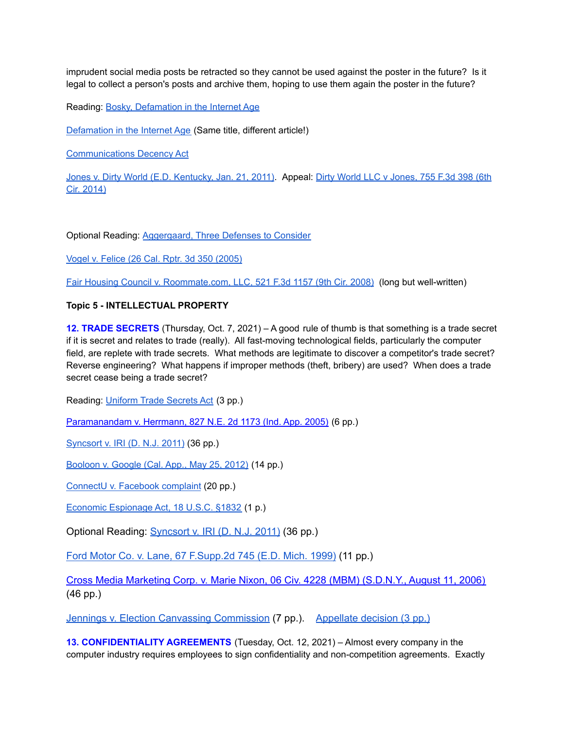imprudent social media posts be retracted so they cannot be used against the poster in the future? Is it legal to collect a person's posts and archive them, hoping to use them again the poster in the future?

Reading: [Bosky, Defamation in the Internet Age]

[Defamation in the Internet Age] (Same title, different article!)

[Communications Decency Act]

[Jones v. Dirty World (E.D. Kentucky, Jan. 21, 2011)]. Appeal: [Dirty World LLC v Jones, 755 F.3d 398 (6th Cir. 2014)]

Optional Reading: [Aggergaard, Three Defenses to Consider]

[Vogel v. Felice (26 Cal. Rptr. 3d 350 (2005)]

[Fair Housing Council v. Roommate.com, LLC, 521 F.3d 1157 (9th Cir. 2008)] (long but well-written)

**Topic 5 - INTELLECTUAL PROPERTY**

**12. TRADE SECRETS** (Thursday, Oct. 7, 2021) – A good rule of thumb is that something is a trade secret if it is secret and relates to trade (really). All fast-moving technological fields, particularly the computer field, are replete with trade secrets. What methods are legitimate to discover a competitor's trade secret? Reverse engineering? What happens if improper methods (theft, bribery) are used? When does a trade secret cease being a trade secret?

Reading: [Uniform Trade Secrets Act] (3 pp.)

[Paramanandam v. Herrmann, 827 N.E. 2d 1173 (Ind. App. 2005)] (6 pp.)

[Syncsort v. IRI (D. N.J. 2011)] (36 pp.)

[Booloon v. Google (Cal. App., May 25, 2012)] (14 pp.)

[ConnectU v. Facebook complaint] (20 pp.)

[Economic Espionage Act, 18 U.S.C. §1832] (1 p.)

Optional Reading: [Syncsort v. IRI (D. N.J. 2011)] (36 pp.)

[Ford Motor Co. v. Lane, 67 F.Supp.2d 745 (E.D. Mich. 1999)] (11 pp.)

[Cross Media Marketing Corp. v. Marie Nixon, 06 Civ. 4228 (MBM) (S.D.N.Y., August 11, 2006)] (46 pp.)

[Jennings v. Election Canvassing Commission] (7 pp.). [Appellate decision (3 pp.)]

**13. CONFIDENTIALITY AGREEMENTS** (Tuesday, Oct. 12, 2021) – Almost every company in the computer industry requires employees to sign confidentiality and non-competition agreements. Exactly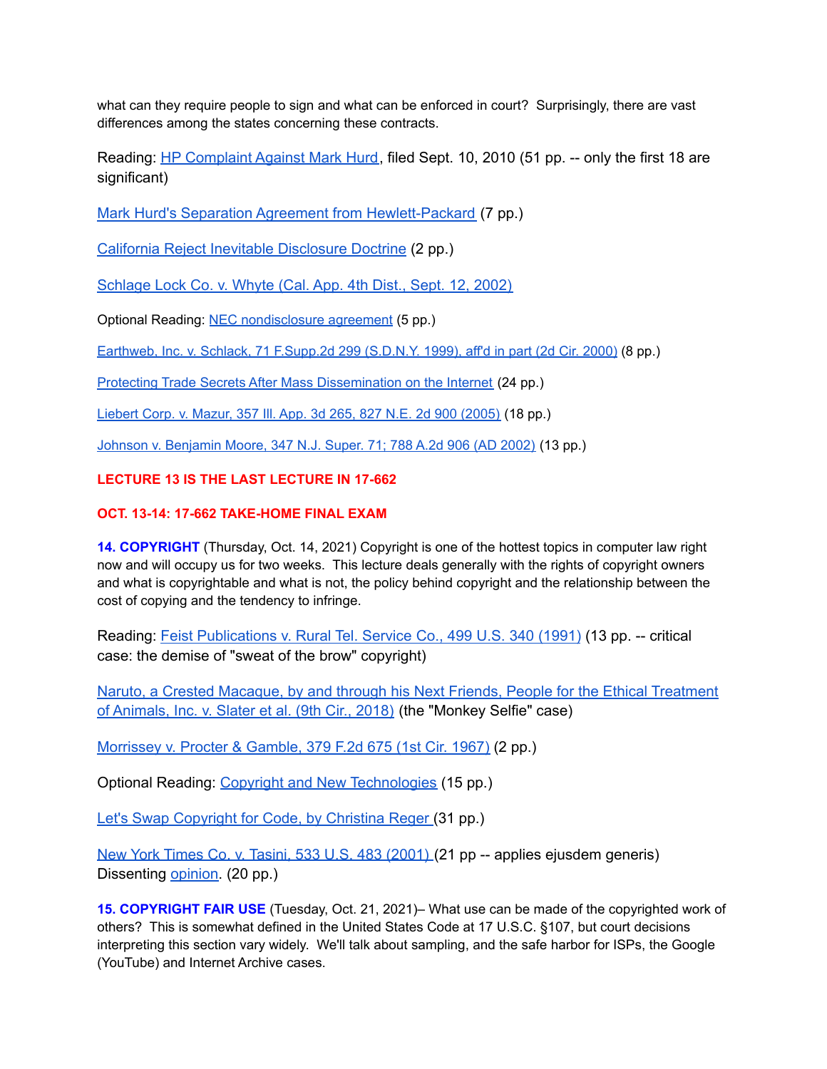what can they require people to sign and what can be enforced in court? Surprisingly, there are vast differences among the states concerning these contracts.

Reading: HP Complaint Against Mark Hurd, filed Sept. 10, 2010 (51 pp. -- only the first 18 are significant)

Mark Hurd's Separation Agreement from Hewlett-Packard (7 pp.)

California Reject Inevitable Disclosure Doctrine (2 pp.)

Schlage Lock Co. v. Whyte (Cal. App. 4th Dist., Sept. 12, 2002)

Optional Reading: NEC nondisclosure agreement (5 pp.)

Earthweb, Inc. v. Schlack, 71 F.Supp.2d 299 (S.D.N.Y. 1999), aff'd in part (2d Cir. 2000) (8 pp.)

Protecting Trade Secrets After Mass Dissemination on the Internet (24 pp.)

Liebert Corp. v. Mazur, 357 Ill. App. 3d 265, 827 N.E. 2d 900 (2005) (18 pp.)

Johnson v. Benjamin Moore, 347 N.J. Super. 71; 788 A.2d 906 (AD 2002) (13 pp.)

**LECTURE 13 IS THE LAST LECTURE IN 17-662**

**OCT. 13-14: 17-662 TAKE-HOME FINAL EXAM**

**14. COPYRIGHT** (Thursday, Oct. 14, 2021) Copyright is one of the hottest topics in computer law right now and will occupy us for two weeks. This lecture deals generally with the rights of copyright owners and what is copyrightable and what is not, the policy behind copyright and the relationship between the cost of copying and the tendency to infringe.

Reading: Feist Publications v. Rural Tel. Service Co., 499 U.S. 340 (1991) (13 pp. -- critical case: the demise of "sweat of the brow" copyright)

Naruto, a Crested Macaque, by and through his Next Friends, People for the Ethical Treatment of Animals, Inc. v. Slater et al. (9th Cir., 2018) (the "Monkey Selfie" case)

Morrissey v. Procter & Gamble, 379 F.2d 675 (1st Cir. 1967) (2 pp.)

Optional Reading: Copyright and New Technologies (15 pp.)

Let's Swap Copyright for Code, by Christina Reger (31 pp.)

New York Times Co. v. Tasini, 533 U.S. 483 (2001) (21 pp -- applies ejusdem generis) Dissenting opinion. (20 pp.)

**15. COPYRIGHT FAIR USE** (Tuesday, Oct. 21, 2021)– What use can be made of the copyrighted work of others? This is somewhat defined in the United States Code at 17 U.S.C. §107, but court decisions interpreting this section vary widely. We'll talk about sampling, and the safe harbor for ISPs, the Google (YouTube) and Internet Archive cases.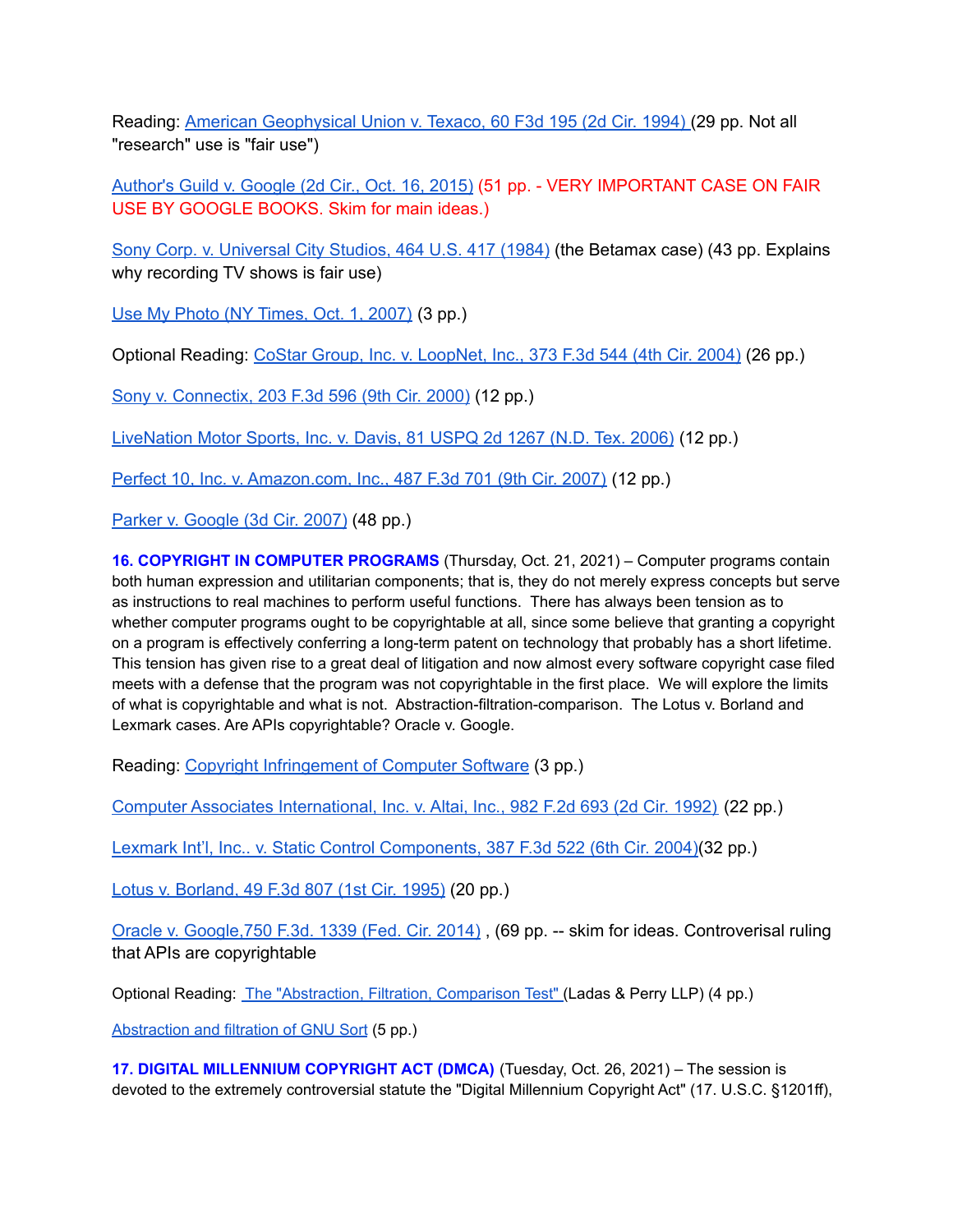Reading: American Geophysical Union v. Texaco, 60 F3d 195 (2d Cir. 1994) (29 pp. Not all "research" use is "fair use")

Author's Guild v. Google (2d Cir., Oct. 16, 2015) (51 pp. - VERY IMPORTANT CASE ON FAIR USE BY GOOGLE BOOKS. Skim for main ideas.)

Sony Corp. v. Universal City Studios, 464 U.S. 417 (1984) (the Betamax case) (43 pp. Explains why recording TV shows is fair use)

Use My Photo (NY Times, Oct. 1, 2007) (3 pp.)

Optional Reading: CoStar Group, Inc. v. LoopNet, Inc., 373 F.3d 544 (4th Cir. 2004) (26 pp.)

Sony v. Connectix, 203 F.3d 596 (9th Cir. 2000) (12 pp.)

LiveNation Motor Sports, Inc. v. Davis, 81 USPQ 2d 1267 (N.D. Tex. 2006) (12 pp.)

Perfect 10, Inc. v. Amazon.com, Inc., 487 F.3d 701 (9th Cir. 2007) (12 pp.)

Parker v. Google (3d Cir. 2007) (48 pp.)

**16. COPYRIGHT IN COMPUTER PROGRAMS** (Thursday, Oct. 21, 2021) – Computer programs contain both human expression and utilitarian components; that is, they do not merely express concepts but serve as instructions to real machines to perform useful functions. There has always been tension as to whether computer programs ought to be copyrightable at all, since some believe that granting a copyright on a program is effectively conferring a long-term patent on technology that probably has a short lifetime. This tension has given rise to a great deal of litigation and now almost every software copyright case filed meets with a defense that the program was not copyrightable in the first place. We will explore the limits of what is copyrightable and what is not. Abstraction-filtration-comparison. The Lotus v. Borland and Lexmark cases. Are APIs copyrightable? Oracle v. Google.

Reading: Copyright Infringement of Computer Software (3 pp.)

Computer Associates International, Inc. v. Altai, Inc., 982 F.2d 693 (2d Cir. 1992) (22 pp.)

Lexmark Int'l, Inc.. v. Static Control Components, 387 F.3d 522 (6th Cir. 2004)(32 pp.)

Lotus v. Borland, 49 F.3d 807 (1st Cir. 1995) (20 pp.)

Oracle v. Google,750 F.3d. 1339 (Fed. Cir. 2014) , (69 pp. -- skim for ideas. Controverisal ruling that APIs are copyrightable

Optional Reading: The "Abstraction, Filtration, Comparison Test" (Ladas & Perry LLP) (4 pp.)

Abstraction and filtration of GNU Sort (5 pp.)

**17. DIGITAL MILLENNIUM COPYRIGHT ACT (DMCA)** (Tuesday, Oct. 26, 2021) – The session is devoted to the extremely controversial statute the "Digital Millennium Copyright Act" (17. U.S.C. §1201ff),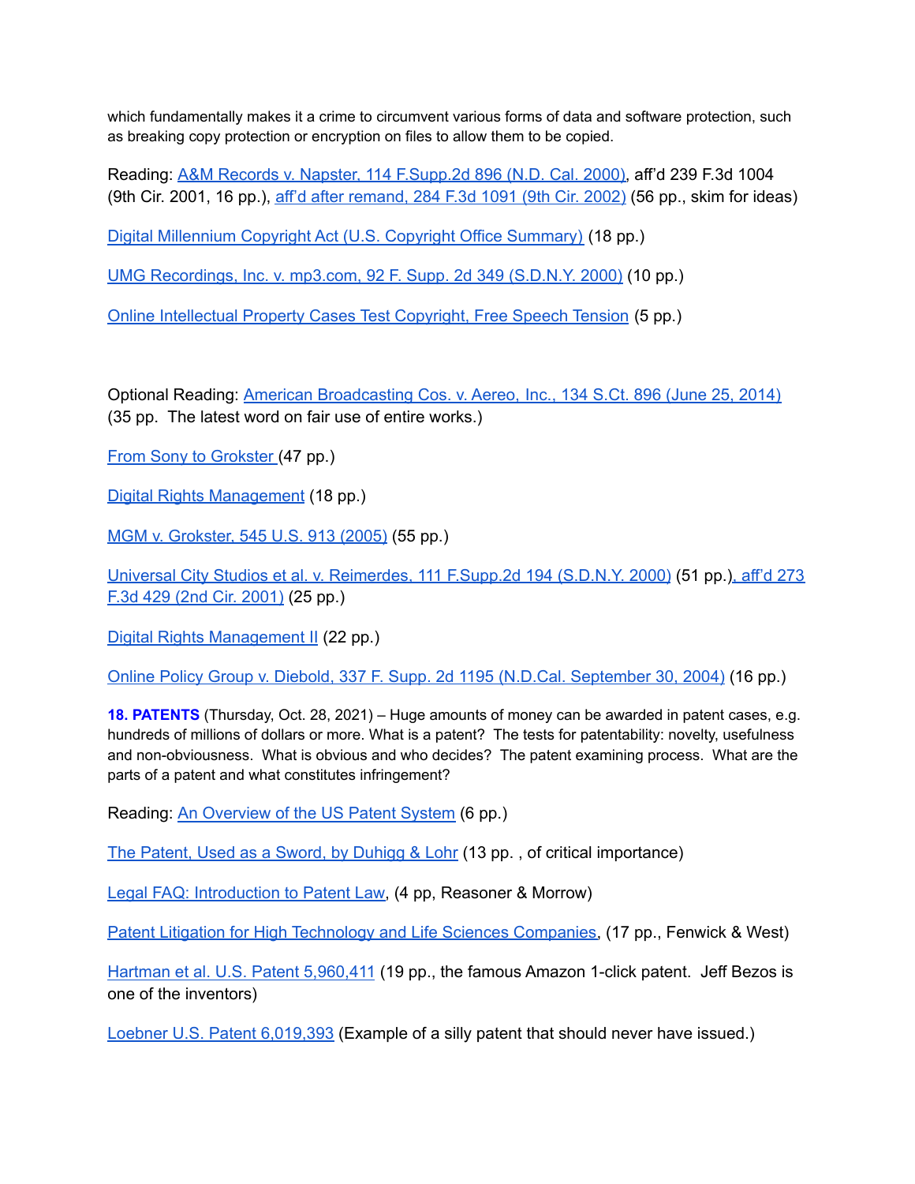which fundamentally makes it a crime to circumvent various forms of data and software protection, such as breaking copy protection or encryption on files to allow them to be copied.

Reading: A&M Records v. Napster, 114 F.Supp.2d 896 (N.D. Cal. 2000), aff'd 239 F.3d 1004 (9th Cir. 2001, 16 pp.), aff'd after remand, 284 F.3d 1091 (9th Cir. 2002) (56 pp., skim for ideas)

Digital Millennium Copyright Act (U.S. Copyright Office Summary) (18 pp.)

UMG Recordings, Inc. v. mp3.com, 92 F. Supp. 2d 349 (S.D.N.Y. 2000) (10 pp.)

Online Intellectual Property Cases Test Copyright, Free Speech Tension (5 pp.)

Optional Reading: American Broadcasting Cos. v. Aereo, Inc., 134 S.Ct. 896 (June 25, 2014) (35 pp. The latest word on fair use of entire works.)

From Sony to Grokster (47 pp.)

Digital Rights Management (18 pp.)

MGM v. Grokster, 545 U.S. 913 (2005) (55 pp.)

Universal City Studios et al. v. Reimerdes, 111 F.Supp.2d 194 (S.D.N.Y. 2000) (51 pp.), aff'd 273 F.3d 429 (2nd Cir. 2001) (25 pp.)

Digital Rights Management II (22 pp.)

Online Policy Group v. Diebold, 337 F. Supp. 2d 1195 (N.D.Cal. September 30, 2004) (16 pp.)

**18. PATENTS** (Thursday, Oct. 28, 2021) – Huge amounts of money can be awarded in patent cases, e.g. hundreds of millions of dollars or more. What is a patent? The tests for patentability: novelty, usefulness and non-obviousness. What is obvious and who decides? The patent examining process. What are the parts of a patent and what constitutes infringement?

Reading: An Overview of the US Patent System (6 pp.)

The Patent, Used as a Sword, by Duhigg & Lohr (13 pp. , of critical importance)

Legal FAQ: Introduction to Patent Law, (4 pp, Reasoner & Morrow)

Patent Litigation for High Technology and Life Sciences Companies, (17 pp., Fenwick & West)

Hartman et al. U.S. Patent 5,960,411 (19 pp., the famous Amazon 1-click patent. Jeff Bezos is one of the inventors)

Loebner U.S. Patent 6,019,393 (Example of a silly patent that should never have issued.)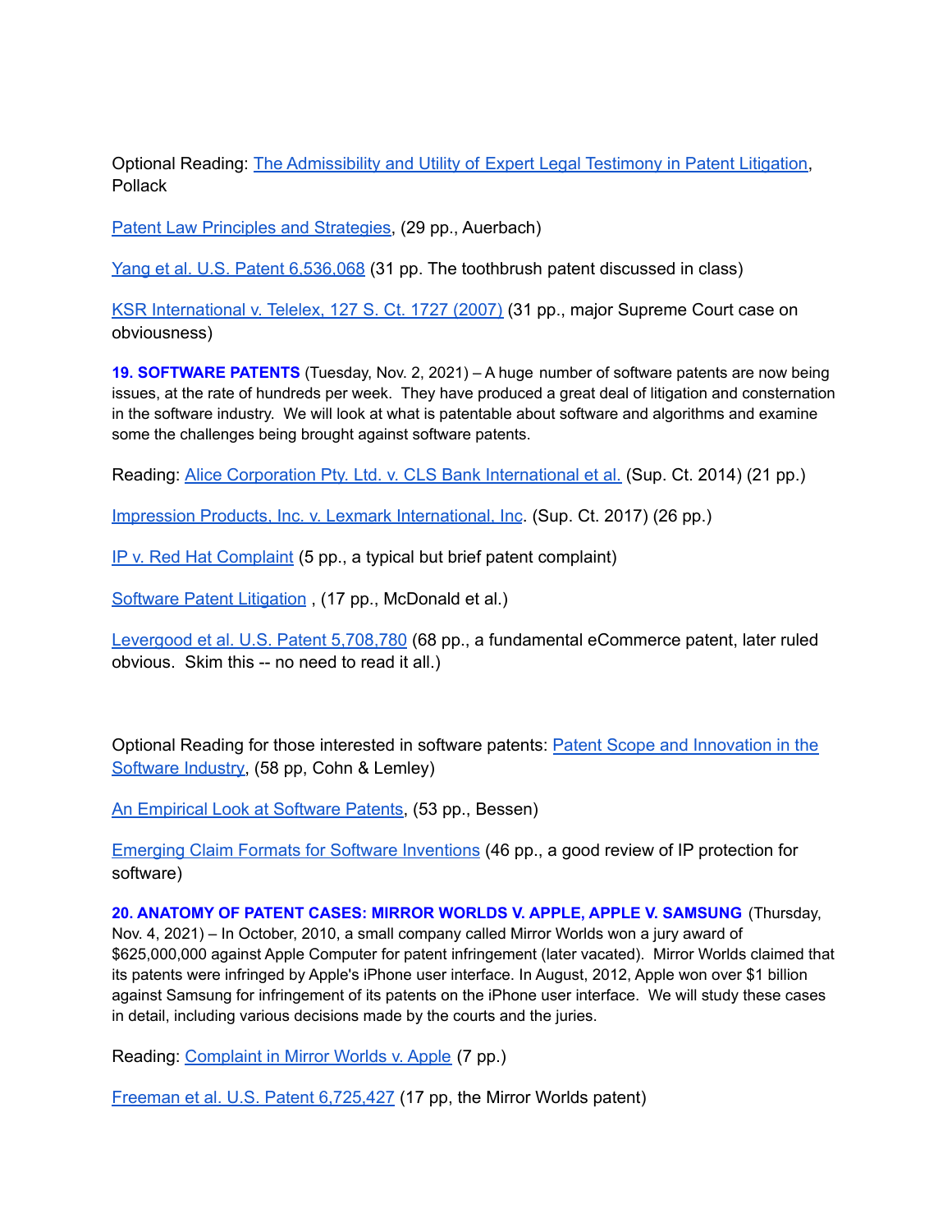Optional Reading: [The Admissibility and Utility of Expert Legal Testimony in Patent Litigation](), Pollack

[Patent Law Principles and Strategies](), (29 pp., Auerbach)

[Yang et al. U.S. Patent 6,536,068]() (31 pp. The toothbrush patent discussed in class)

[KSR International v. Telelex, 127 S. Ct. 1727 (2007)]() (31 pp., major Supreme Court case on obviousness)

**19. SOFTWARE PATENTS** (Tuesday, Nov. 2, 2021) – A huge number of software patents are now being issues, at the rate of hundreds per week. They have produced a great deal of litigation and consternation in the software industry. We will look at what is patentable about software and algorithms and examine some the challenges being brought against software patents.

Reading: [Alice Corporation Pty. Ltd. v. CLS Bank International et al.]() (Sup. Ct. 2014) (21 pp.)

[Impression Products, Inc. v. Lexmark International, Inc]() (Sup. Ct. 2017) (26 pp.)

[IP v. Red Hat Complaint]() (5 pp., a typical but brief patent complaint)

[Software Patent Litigation]() , (17 pp., McDonald et al.)

[Levergood et al. U.S. Patent 5,708,780]() (68 pp., a fundamental eCommerce patent, later ruled obvious. Skim this -- no need to read it all.)

Optional Reading for those interested in software patents: [Patent Scope and Innovation in the Software Industry](), (58 pp, Cohn & Lemley)

[An Empirical Look at Software Patents](), (53 pp., Bessen)

[Emerging Claim Formats for Software Inventions]() (46 pp., a good review of IP protection for software)

**20. ANATOMY OF PATENT CASES: MIRROR WORLDS V. APPLE, APPLE V. SAMSUNG** (Thursday, Nov. 4, 2021) – In October, 2010, a small company called Mirror Worlds won a jury award of $625,000,000 against Apple Computer for patent infringement (later vacated). Mirror Worlds claimed that its patents were infringed by Apple's iPhone user interface. In August, 2012, Apple won over $1 billion against Samsung for infringement of its patents on the iPhone user interface. We will study these cases in detail, including various decisions made by the courts and the juries.

Reading: [Complaint in Mirror Worlds v. Apple]() (7 pp.)

[Freeman et al. U.S. Patent 6,725,427]() (17 pp, the Mirror Worlds patent)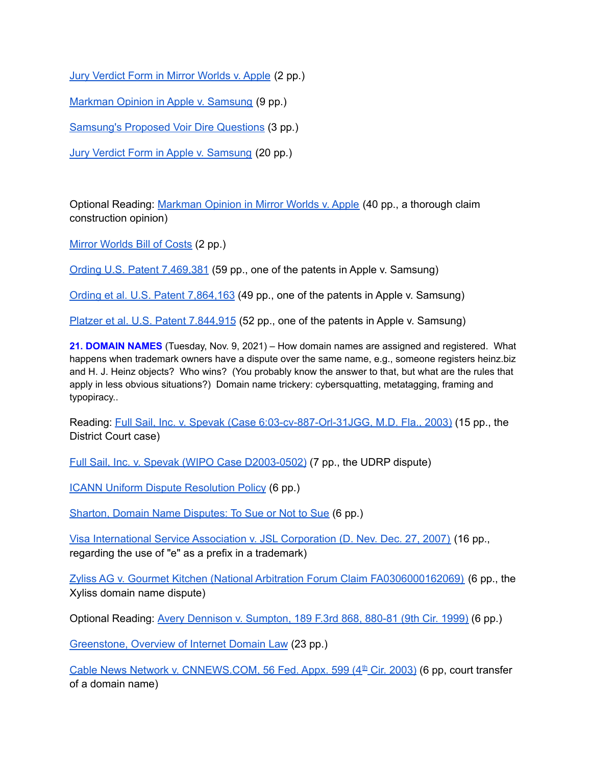Jury Verdict Form in Mirror Worlds v. Apple (2 pp.)

Markman Opinion in Apple v. Samsung (9 pp.)

Samsung's Proposed Voir Dire Questions (3 pp.)

Jury Verdict Form in Apple v. Samsung (20 pp.)

Optional Reading: Markman Opinion in Mirror Worlds v. Apple (40 pp., a thorough claim construction opinion)

Mirror Worlds Bill of Costs (2 pp.)

Ording U.S. Patent 7,469,381 (59 pp., one of the patents in Apple v. Samsung)

Ording et al. U.S. Patent 7,864,163 (49 pp., one of the patents in Apple v. Samsung)

Platzer et al. U.S. Patent 7.844,915 (52 pp., one of the patents in Apple v. Samsung)

**21. DOMAIN NAMES** (Tuesday, Nov. 9, 2021) – How domain names are assigned and registered. What happens when trademark owners have a dispute over the same name, e.g., someone registers heinz.biz and H. J. Heinz objects? Who wins? (You probably know the answer to that, but what are the rules that apply in less obvious situations?) Domain name trickery: cybersquatting, metatagging, framing and typopiracy..

Reading: Full Sail, Inc. v. Spevak (Case 6:03-cv-887-Orl-31JGG, M.D. Fla., 2003) (15 pp., the District Court case)

Full Sail, Inc. v. Spevak (WIPO Case D2003-0502) (7 pp., the UDRP dispute)

ICANN Uniform Dispute Resolution Policy (6 pp.)

Sharton, Domain Name Disputes: To Sue or Not to Sue (6 pp.)

Visa International Service Association v. JSL Corporation (D. Nev. Dec. 27, 2007) (16 pp., regarding the use of "e" as a prefix in a trademark)

Zyliss AG v. Gourmet Kitchen (National Arbitration Forum Claim FA0306000162069) (6 pp., the Xyliss domain name dispute)

Optional Reading: Avery Dennison v. Sumpton, 189 F.3rd 868, 880-81 (9th Cir. 1999) (6 pp.)

Greenstone, Overview of Internet Domain Law (23 pp.)

Cable News Network v. CNNEWS.COM, 56 Fed. Appx. 599 (4th Cir. 2003) (6 pp, court transfer of a domain name)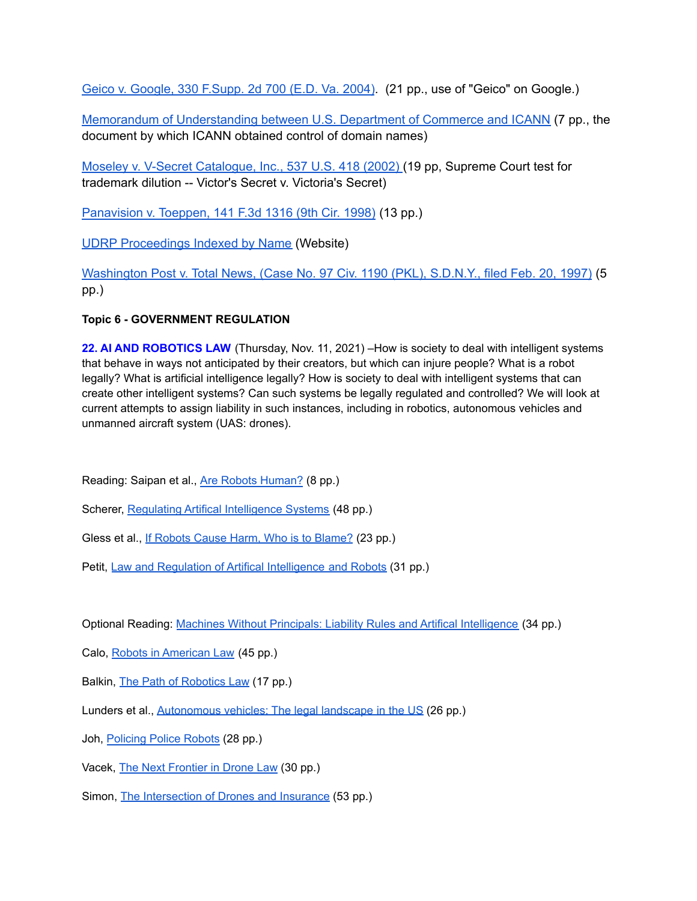[Geico v. Google, 330 F.Supp. 2d 700 (E.D. Va. 2004)](). (21 pp., use of "Geico" on Google.)

[Memorandum of Understanding between U.S. Department of Commerce and ICANN]() (7 pp., the document by which ICANN obtained control of domain names)

[Moseley v. V-Secret Catalogue, Inc., 537 U.S. 418 (2002)]() (19 pp, Supreme Court test for trademark dilution -- Victor's Secret v. Victoria's Secret)

[Panavision v. Toeppen, 141 F.3d 1316 (9th Cir. 1998)]() (13 pp.)

[UDRP Proceedings Indexed by Name]() (Website)

[Washington Post v. Total News, (Case No. 97 Civ. 1190 (PKL), S.D.N.Y., filed Feb. 20, 1997)]() (5 pp.)

**Topic 6 - GOVERNMENT REGULATION**

**22. AI AND ROBOTICS LAW** (Thursday, Nov. 11, 2021) –How is society to deal with intelligent systems that behave in ways not anticipated by their creators, but which can injure people? What is a robot legally? What is artificial intelligence legally? How is society to deal with intelligent systems that can create other intelligent systems? Can such systems be legally regulated and controlled? We will look at current attempts to assign liability in such instances, including in robotics, autonomous vehicles and unmanned aircraft system (UAS: drones).

Reading: Saipan et al., [Are Robots Human?]() (8 pp.)

Scherer, [Regulating Artifical Intelligence Systems]() (48 pp.)

Gless et al., [If Robots Cause Harm, Who is to Blame?]() (23 pp.)

Petit, [Law and Regulation of Artifical Intelligence and Robots]() (31 pp.)

Optional Reading: [Machines Without Principals: Liability Rules and Artifical Intelligence]() (34 pp.)

Calo, [Robots in American Law]() (45 pp.)

Balkin, [The Path of Robotics Law]() (17 pp.)

Lunders et al., [Autonomous vehicles: The legal landscape in the US]() (26 pp.)

Joh, [Policing Police Robots]() (28 pp.)

Vacek, [The Next Frontier in Drone Law]() (30 pp.)

Simon, [The Intersection of Drones and Insurance]() (53 pp.)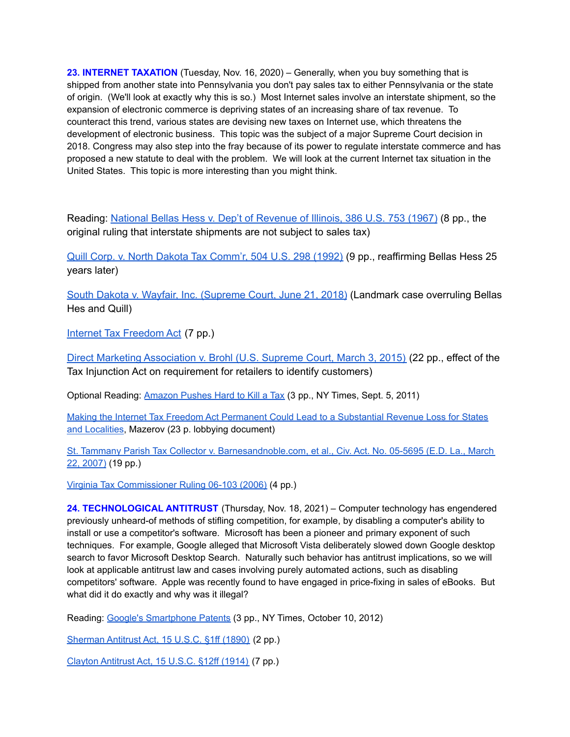**23. INTERNET TAXATION** (Tuesday, Nov. 16, 2020) – Generally, when you buy something that is shipped from another state into Pennsylvania you don't pay sales tax to either Pennsylvania or the state of origin. (We'll look at exactly why this is so.) Most Internet sales involve an interstate shipment, so the expansion of electronic commerce is depriving states of an increasing share of tax revenue. To counteract this trend, various states are devising new taxes on Internet use, which threatens the development of electronic business. This topic was the subject of a major Supreme Court decision in 2018. Congress may also step into the fray because of its power to regulate interstate commerce and has proposed a new statute to deal with the problem. We will look at the current Internet tax situation in the United States. This topic is more interesting than you might think.

Reading: National Bellas Hess v. Dep't of Revenue of Illinois, 386 U.S. 753 (1967) (8 pp., the original ruling that interstate shipments are not subject to sales tax)

Quill Corp. v. North Dakota Tax Comm'r, 504 U.S. 298 (1992) (9 pp., reaffirming Bellas Hess 25 years later)

South Dakota v. Wayfair, Inc. (Supreme Court, June 21, 2018) (Landmark case overruling Bellas Hes and Quill)

Internet Tax Freedom Act (7 pp.)

Direct Marketing Association v. Brohl (U.S. Supreme Court, March 3, 2015) (22 pp., effect of the Tax Injunction Act on requirement for retailers to identify customers)

Optional Reading: Amazon Pushes Hard to Kill a Tax (3 pp., NY Times, Sept. 5, 2011)

Making the Internet Tax Freedom Act Permanent Could Lead to a Substantial Revenue Loss for States and Localities, Mazerov (23 p. lobbying document)

St. Tammany Parish Tax Collector v. Barnesandnoble.com, et al., Civ. Act. No. 05-5695 (E.D. La., March 22, 2007) (19 pp.)

Virginia Tax Commissioner Ruling 06-103 (2006) (4 pp.)

**24. TECHNOLOGICAL ANTITRUST** (Thursday, Nov. 18, 2021) – Computer technology has engendered previously unheard-of methods of stifling competition, for example, by disabling a computer's ability to install or use a competitor's software. Microsoft has been a pioneer and primary exponent of such techniques. For example, Google alleged that Microsoft Vista deliberately slowed down Google desktop search to favor Microsoft Desktop Search. Naturally such behavior has antitrust implications, so we will look at applicable antitrust law and cases involving purely automated actions, such as disabling competitors' software. Apple was recently found to have engaged in price-fixing in sales of eBooks. But what did it do exactly and why was it illegal?

Reading: Google's Smartphone Patents (3 pp., NY Times, October 10, 2012)

Sherman Antitrust Act, 15 U.S.C. §1ff (1890) (2 pp.)

Clayton Antitrust Act, 15 U.S.C. §12ff (1914) (7 pp.)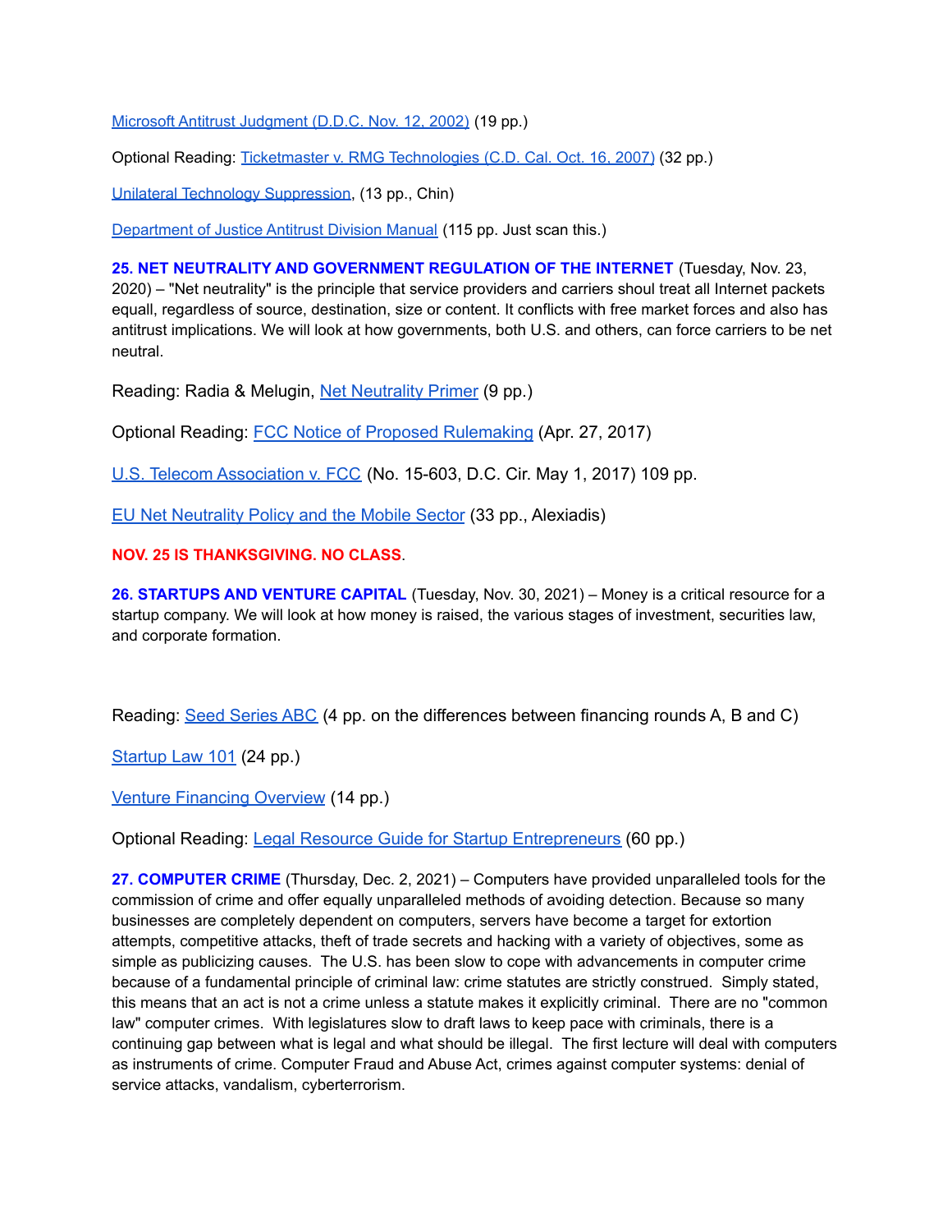[Microsoft Antitrust Judgment (D.D.C. Nov. 12, 2002)](#) (19 pp.)

Optional Reading: [Ticketmaster v. RMG Technologies (C.D. Cal. Oct. 16, 2007)](#) (32 pp.)

[Unilateral Technology Suppression](#), (13 pp., Chin)

[Department of Justice Antitrust Division Manual](#) (115 pp. Just scan this.)

**25. NET NEUTRALITY AND GOVERNMENT REGULATION OF THE INTERNET** (Tuesday, Nov. 23, 2020) – "Net neutrality" is the principle that service providers and carriers shoul treat all Internet packets equall, regardless of source, destination, size or content. It conflicts with free market forces and also has antitrust implications. We will look at how governments, both U.S. and others, can force carriers to be net neutral.

Reading: Radia & Melugin, [Net Neutrality Primer](#) (9 pp.)

Optional Reading: [FCC Notice of Proposed Rulemaking](#) (Apr. 27, 2017)

[U.S. Telecom Association v. FCC](#) (No. 15-603, D.C. Cir. May 1, 2017) 109 pp.

[EU Net Neutrality Policy and the Mobile Sector](#) (33 pp., Alexiadis)

**NOV. 25 IS THANKSGIVING. NO CLASS**.

**26. STARTUPS AND VENTURE CAPITAL** (Tuesday, Nov. 30, 2021) – Money is a critical resource for a startup company. We will look at how money is raised, the various stages of investment, securities law, and corporate formation.

Reading: [Seed Series ABC](#) (4 pp. on the differences between financing rounds A, B and C)

[Startup Law 101](#) (24 pp.)

[Venture Financing Overview](#) (14 pp.)

Optional Reading: [Legal Resource Guide for Startup Entrepreneurs](#) (60 pp.)

**27. COMPUTER CRIME** (Thursday, Dec. 2, 2021) – Computers have provided unparalleled tools for the commission of crime and offer equally unparalleled methods of avoiding detection. Because so many businesses are completely dependent on computers, servers have become a target for extortion attempts, competitive attacks, theft of trade secrets and hacking with a variety of objectives, some as simple as publicizing causes. The U.S. has been slow to cope with advancements in computer crime because of a fundamental principle of criminal law: crime statutes are strictly construed. Simply stated, this means that an act is not a crime unless a statute makes it explicitly criminal. There are no "common law" computer crimes. With legislatures slow to draft laws to keep pace with criminals, there is a continuing gap between what is legal and what should be illegal. The first lecture will deal with computers as instruments of crime. Computer Fraud and Abuse Act, crimes against computer systems: denial of service attacks, vandalism, cyberterrorism.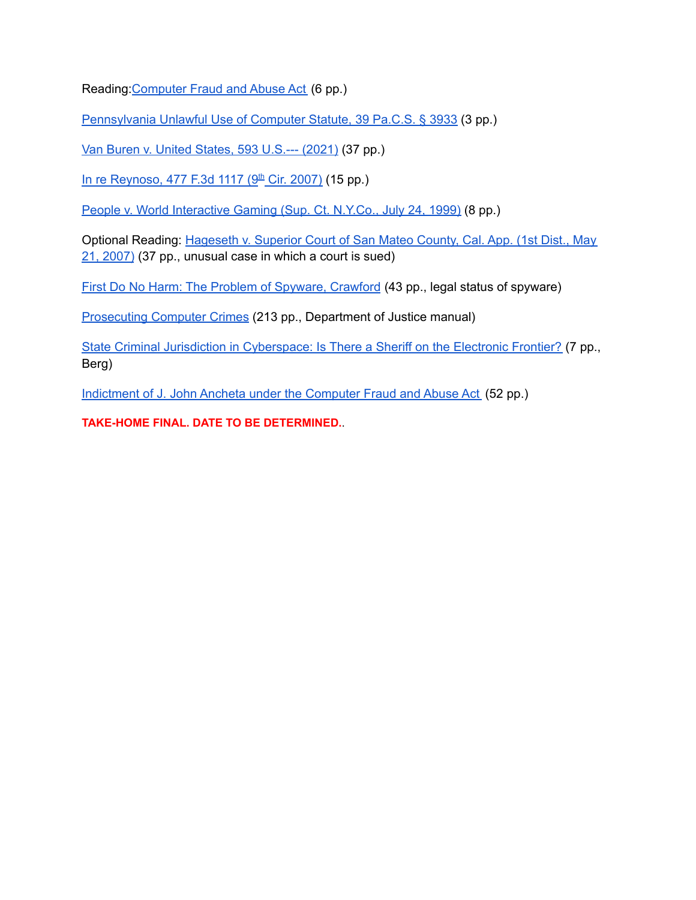Reading:Computer Fraud and Abuse Act (6 pp.)

Pennsylvania Unlawful Use of Computer Statute, 39 Pa.C.S. § 3933 (3 pp.)

Van Buren v. United States, 593 U.S.--- (2021) (37 pp.)

In re Reynoso, 477 F.3d 1117 (9th Cir. 2007) (15 pp.)

People v. World Interactive Gaming (Sup. Ct. N.Y.Co.. July 24, 1999) (8 pp.)

Optional Reading: Hageseth v. Superior Court of San Mateo County, Cal. App. (1st Dist., May 21, 2007) (37 pp., unusual case in which a court is sued)

First Do No Harm: The Problem of Spyware, Crawford (43 pp., legal status of spyware)

Prosecuting Computer Crimes (213 pp., Department of Justice manual)

State Criminal Jurisdiction in Cyberspace: Is There a Sheriff on the Electronic Frontier? (7 pp., Berg)

Indictment of J. John Ancheta under the Computer Fraud and Abuse Act (52 pp.)

**TAKE-HOME FINAL. DATE TO BE DETERMINED.**.